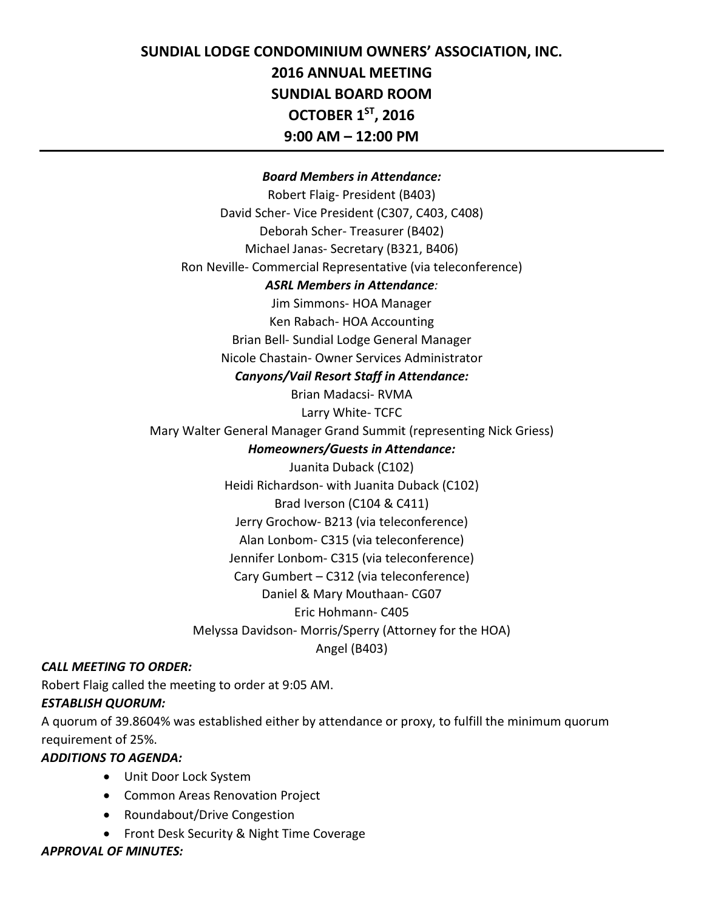# SUNDIAL LODGE CONDOMINIUM OWNERS' ASSOCIATION, INC.
# 2016 ANNUAL MEETING
# SUNDIAL BOARD ROOM
# OCTOBER 1ST, 2016
# 9:00 AM – 12:00 PM

---

***Board Members in Attendance:***

Robert Flaig- President (B403)

David Scher- Vice President (C307, C403, C408)

Deborah Scher- Treasurer (B402)

Michael Janas- Secretary (B321, B406)

Ron Neville- Commercial Representative (via teleconference)

***ASRL Members in Attendance:***

Jim Simmons- HOA Manager

Ken Rabach- HOA Accounting

Brian Bell- Sundial Lodge General Manager

Nicole Chastain- Owner Services Administrator

***Canyons/Vail Resort Staff in Attendance:***

Brian Madacsi- RVMA

Larry White- TCFC

Mary Walter General Manager Grand Summit (representing Nick Griess)

***Homeowners/Guests in Attendance:***

Juanita Duback (C102)

Heidi Richardson- with Juanita Duback (C102)

Brad Iverson (C104 & C411)

Jerry Grochow- B213 (via teleconference)

Alan Lonbom- C315 (via teleconference)

Jennifer Lonbom- C315 (via teleconference)

Cary Gumbert – C312 (via teleconference)

Daniel & Mary Mouthaan- CG07

Eric Hohmann- C405

Melyssa Davidson- Morris/Sperry (Attorney for the HOA)

Angel (B403)

***CALL MEETING TO ORDER:***

Robert Flaig called the meeting to order at 9:05 AM.

***ESTABLISH QUORUM:***

A quorum of 39.8604% was established either by attendance or proxy, to fulfill the minimum quorum requirement of 25%.

***ADDITIONS TO AGENDA:***

- Unit Door Lock System
- Common Areas Renovation Project
- Roundabout/Drive Congestion
- Front Desk Security & Night Time Coverage

***APPROVAL OF MINUTES:***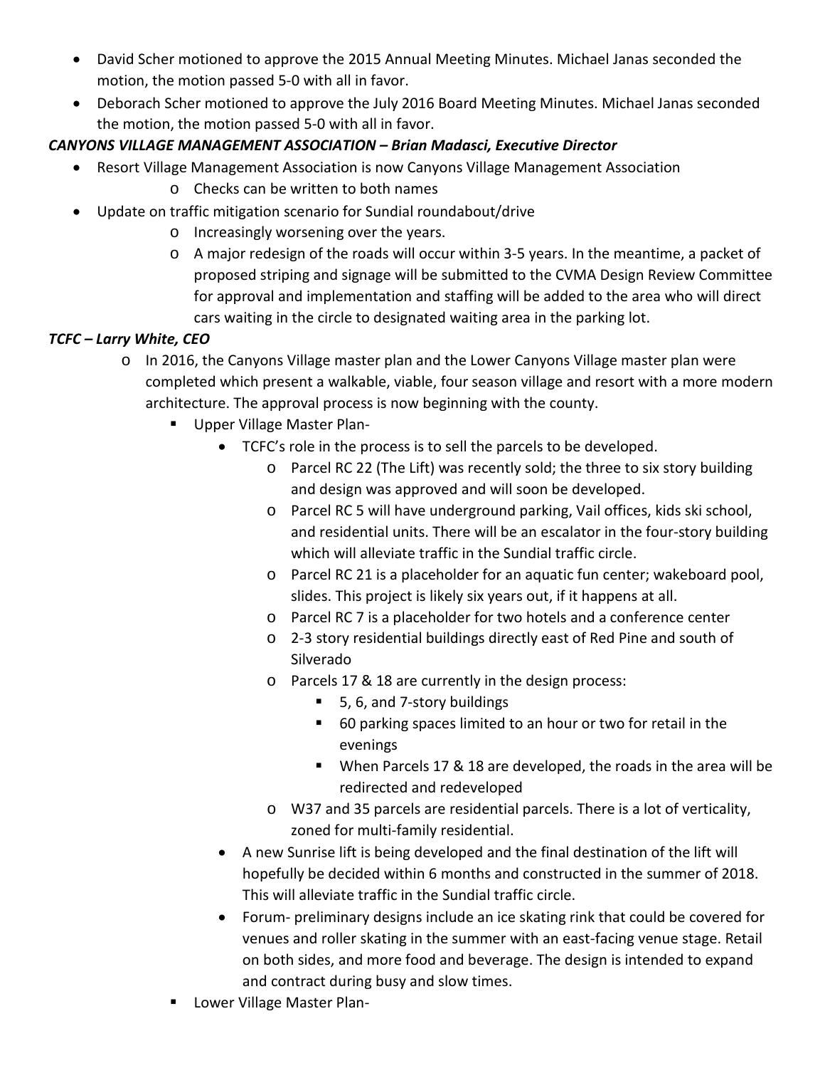- David Scher motioned to approve the 2015 Annual Meeting Minutes. Michael Janas seconded the motion, the motion passed 5-0 with all in favor.
- Deborach Scher motioned to approve the July 2016 Board Meeting Minutes. Michael Janas seconded the motion, the motion passed 5-0 with all in favor.

***CANYONS VILLAGE MANAGEMENT ASSOCIATION – Brian Madasci, Executive Director***

- Resort Village Management Association is now Canyons Village Management Association
    - Checks can be written to both names
- Update on traffic mitigation scenario for Sundial roundabout/drive
    - Increasingly worsening over the years.
    - A major redesign of the roads will occur within 3-5 years. In the meantime, a packet of proposed striping and signage will be submitted to the CVMA Design Review Committee for approval and implementation and staffing will be added to the area who will direct cars waiting in the circle to designated waiting area in the parking lot.

***TCFC – Larry White, CEO***

- In 2016, the Canyons Village master plan and the Lower Canyons Village master plan were completed which present a walkable, viable, four season village and resort with a more modern architecture. The approval process is now beginning with the county.
    - Upper Village Master Plan-
        - TCFC's role in the process is to sell the parcels to be developed.
            - Parcel RC 22 (The Lift) was recently sold; the three to six story building and design was approved and will soon be developed.
            - Parcel RC 5 will have underground parking, Vail offices, kids ski school, and residential units. There will be an escalator in the four-story building which will alleviate traffic in the Sundial traffic circle.
            - Parcel RC 21 is a placeholder for an aquatic fun center; wakeboard pool, slides. This project is likely six years out, if it happens at all.
            - Parcel RC 7 is a placeholder for two hotels and a conference center
            - 2-3 story residential buildings directly east of Red Pine and south of Silverado
            - Parcels 17 & 18 are currently in the design process:
                - 5, 6, and 7-story buildings
                - 60 parking spaces limited to an hour or two for retail in the evenings
                - When Parcels 17 & 18 are developed, the roads in the area will be redirected and redeveloped
            - W37 and 35 parcels are residential parcels. There is a lot of verticality, zoned for multi-family residential.
        - A new Sunrise lift is being developed and the final destination of the lift will hopefully be decided within 6 months and constructed in the summer of 2018. This will alleviate traffic in the Sundial traffic circle.
        - Forum- preliminary designs include an ice skating rink that could be covered for venues and roller skating in the summer with an east-facing venue stage. Retail on both sides, and more food and beverage. The design is intended to expand and contract during busy and slow times.
    - Lower Village Master Plan-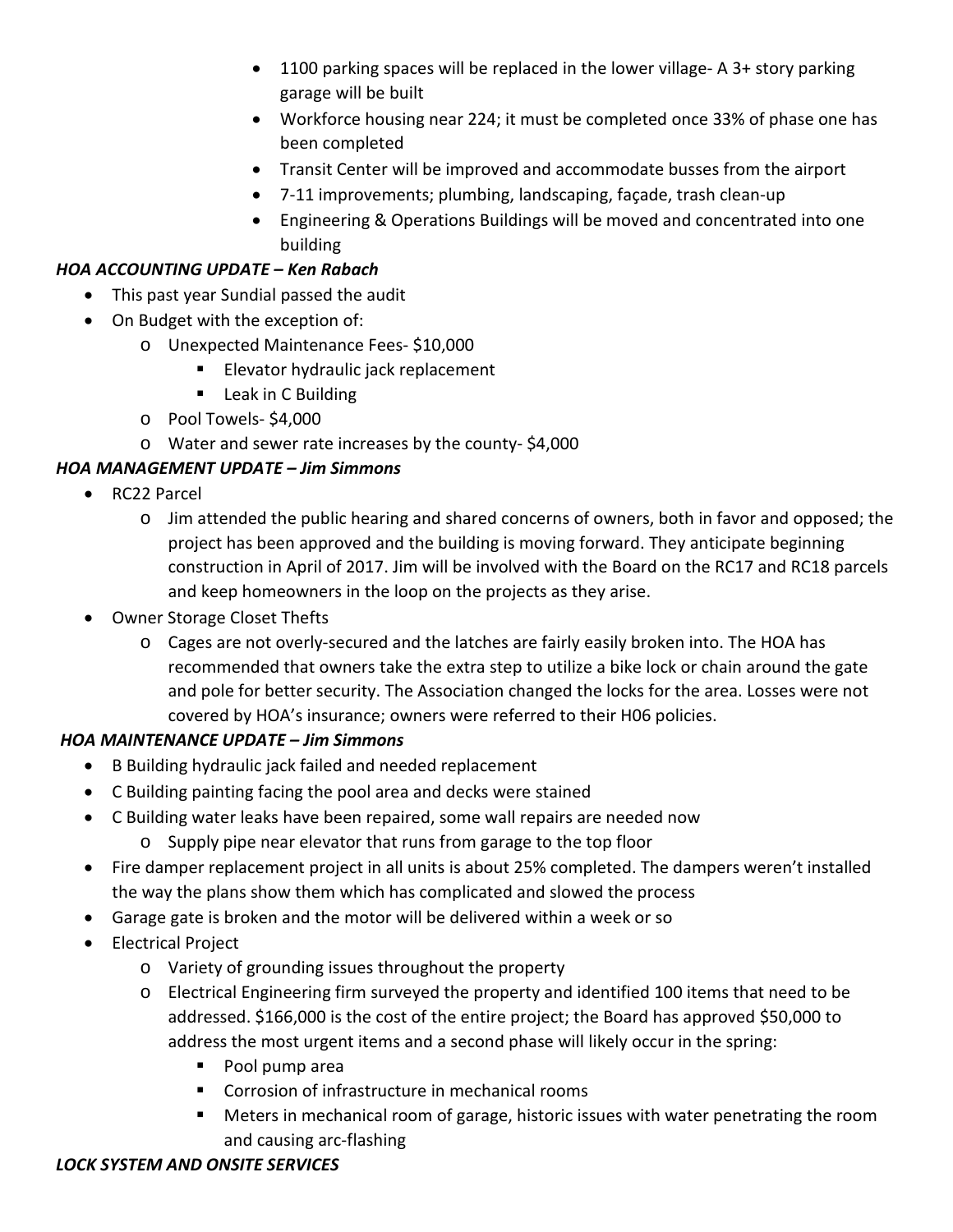- 1100 parking spaces will be replaced in the lower village- A 3+ story parking garage will be built
- Workforce housing near 224; it must be completed once 33% of phase one has been completed
- Transit Center will be improved and accommodate busses from the airport
- 7-11 improvements; plumbing, landscaping, façade, trash clean-up
- Engineering & Operations Buildings will be moved and concentrated into one building

***HOA ACCOUNTING UPDATE – Ken Rabach***

- This past year Sundial passed the audit
- On Budget with the exception of:
  - Unexpected Maintenance Fees- $10,000
    - Elevator hydraulic jack replacement
    - Leak in C Building
  - Pool Towels- $4,000
  - Water and sewer rate increases by the county- $4,000

***HOA MANAGEMENT UPDATE – Jim Simmons***

- RC22 Parcel
  - Jim attended the public hearing and shared concerns of owners, both in favor and opposed; the project has been approved and the building is moving forward. They anticipate beginning construction in April of 2017. Jim will be involved with the Board on the RC17 and RC18 parcels and keep homeowners in the loop on the projects as they arise.
- Owner Storage Closet Thefts
  - Cages are not overly-secured and the latches are fairly easily broken into. The HOA has recommended that owners take the extra step to utilize a bike lock or chain around the gate and pole for better security. The Association changed the locks for the area. Losses were not covered by HOA's insurance; owners were referred to their H06 policies.

***HOA MAINTENANCE UPDATE – Jim Simmons***

- B Building hydraulic jack failed and needed replacement
- C Building painting facing the pool area and decks were stained
- C Building water leaks have been repaired, some wall repairs are needed now
  - Supply pipe near elevator that runs from garage to the top floor
- Fire damper replacement project in all units is about 25% completed. The dampers weren't installed the way the plans show them which has complicated and slowed the process
- Garage gate is broken and the motor will be delivered within a week or so
- Electrical Project
  - Variety of grounding issues throughout the property
  - Electrical Engineering firm surveyed the property and identified 100 items that need to be addressed. $166,000 is the cost of the entire project; the Board has approved $50,000 to address the most urgent items and a second phase will likely occur in the spring:
    - Pool pump area
    - Corrosion of infrastructure in mechanical rooms
    - Meters in mechanical room of garage, historic issues with water penetrating the room and causing arc-flashing

***LOCK SYSTEM AND ONSITE SERVICES***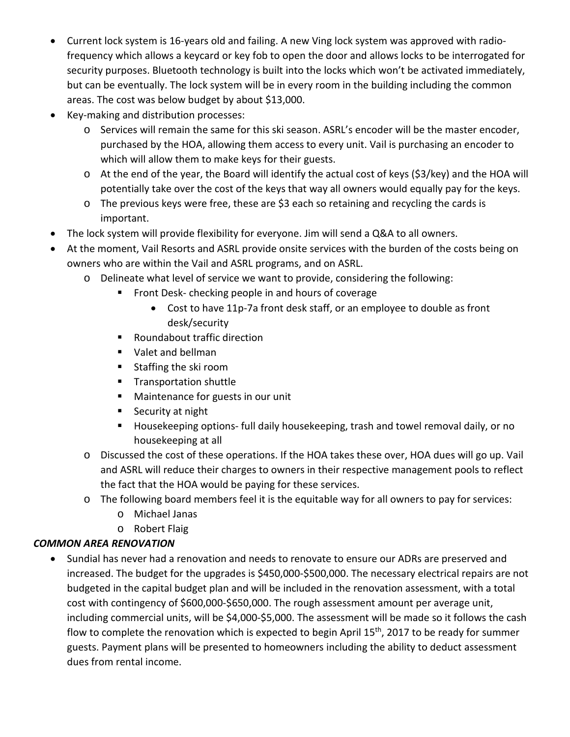- Current lock system is 16-years old and failing. A new Ving lock system was approved with radio-frequency which allows a keycard or key fob to open the door and allows locks to be interrogated for security purposes. Bluetooth technology is built into the locks which won't be activated immediately, but can be eventually. The lock system will be in every room in the building including the common areas. The cost was below budget by about $13,000.
- Key-making and distribution processes:
  - Services will remain the same for this ski season. ASRL's encoder will be the master encoder, purchased by the HOA, allowing them access to every unit. Vail is purchasing an encoder to which will allow them to make keys for their guests.
  - At the end of the year, the Board will identify the actual cost of keys ($3/key) and the HOA will potentially take over the cost of the keys that way all owners would equally pay for the keys.
  - The previous keys were free, these are $3 each so retaining and recycling the cards is important.
- The lock system will provide flexibility for everyone. Jim will send a Q&A to all owners.
- At the moment, Vail Resorts and ASRL provide onsite services with the burden of the costs being on owners who are within the Vail and ASRL programs, and on ASRL.
  - Delineate what level of service we want to provide, considering the following:
    - Front Desk- checking people in and hours of coverage
      - Cost to have 11p-7a front desk staff, or an employee to double as front desk/security
    - Roundabout traffic direction
    - Valet and bellman
    - Staffing the ski room
    - Transportation shuttle
    - Maintenance for guests in our unit
    - Security at night
    - Housekeeping options- full daily housekeeping, trash and towel removal daily, or no housekeeping at all
  - Discussed the cost of these operations. If the HOA takes these over, HOA dues will go up. Vail and ASRL will reduce their charges to owners in their respective management pools to reflect the fact that the HOA would be paying for these services.
  - The following board members feel it is the equitable way for all owners to pay for services:
    - Michael Janas
    - Robert Flaig

***COMMON AREA RENOVATION***

- Sundial has never had a renovation and needs to renovate to ensure our ADRs are preserved and increased. The budget for the upgrades is $450,000-$500,000. The necessary electrical repairs are not budgeted in the capital budget plan and will be included in the renovation assessment, with a total cost with contingency of $600,000-$650,000. The rough assessment amount per average unit, including commercial units, will be $4,000-$5,000. The assessment will be made so it follows the cash flow to complete the renovation which is expected to begin April 15th, 2017 to be ready for summer guests. Payment plans will be presented to homeowners including the ability to deduct assessment dues from rental income.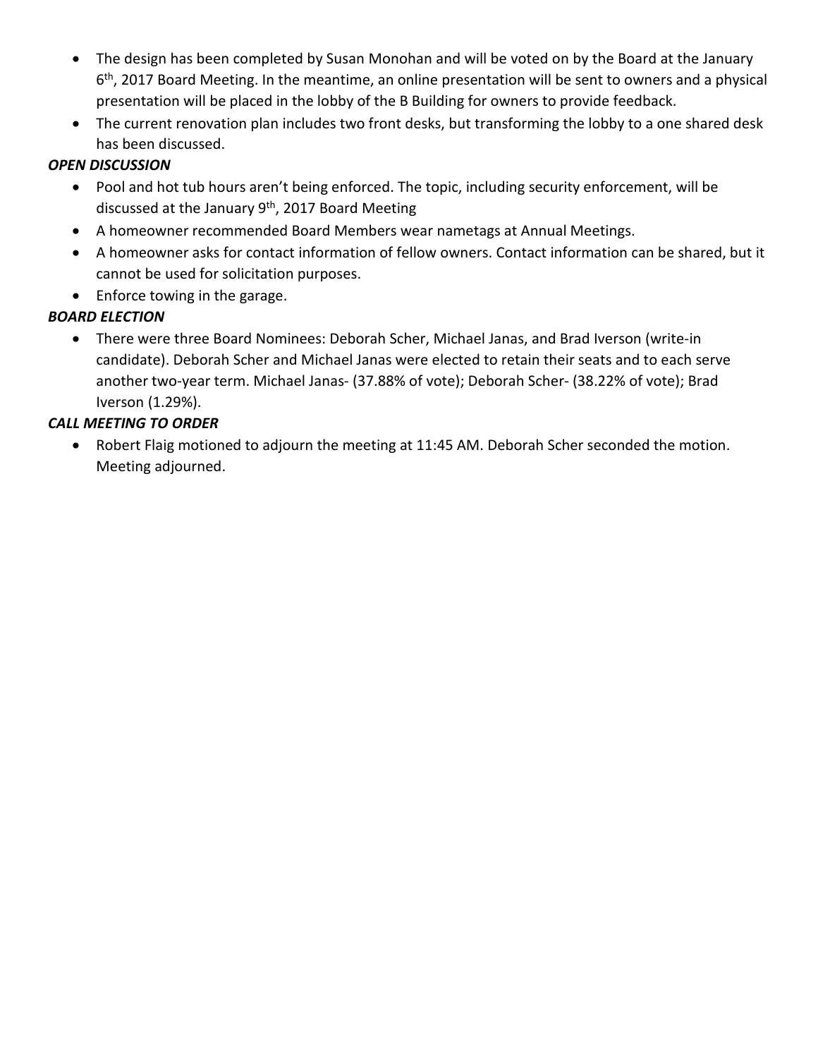- The design has been completed by Susan Monohan and will be voted on by the Board at the January 6th, 2017 Board Meeting. In the meantime, an online presentation will be sent to owners and a physical presentation will be placed in the lobby of the B Building for owners to provide feedback.
- The current renovation plan includes two front desks, but transforming the lobby to a one shared desk has been discussed.

***OPEN DISCUSSION***

- Pool and hot tub hours aren't being enforced. The topic, including security enforcement, will be discussed at the January 9th, 2017 Board Meeting
- A homeowner recommended Board Members wear nametags at Annual Meetings.
- A homeowner asks for contact information of fellow owners. Contact information can be shared, but it cannot be used for solicitation purposes.
- Enforce towing in the garage.

***BOARD ELECTION***

- There were three Board Nominees: Deborah Scher, Michael Janas, and Brad Iverson (write-in candidate). Deborah Scher and Michael Janas were elected to retain their seats and to each serve another two-year term. Michael Janas- (37.88% of vote); Deborah Scher- (38.22% of vote); Brad Iverson (1.29%).

***CALL MEETING TO ORDER***

- Robert Flaig motioned to adjourn the meeting at 11:45 AM. Deborah Scher seconded the motion. Meeting adjourned.